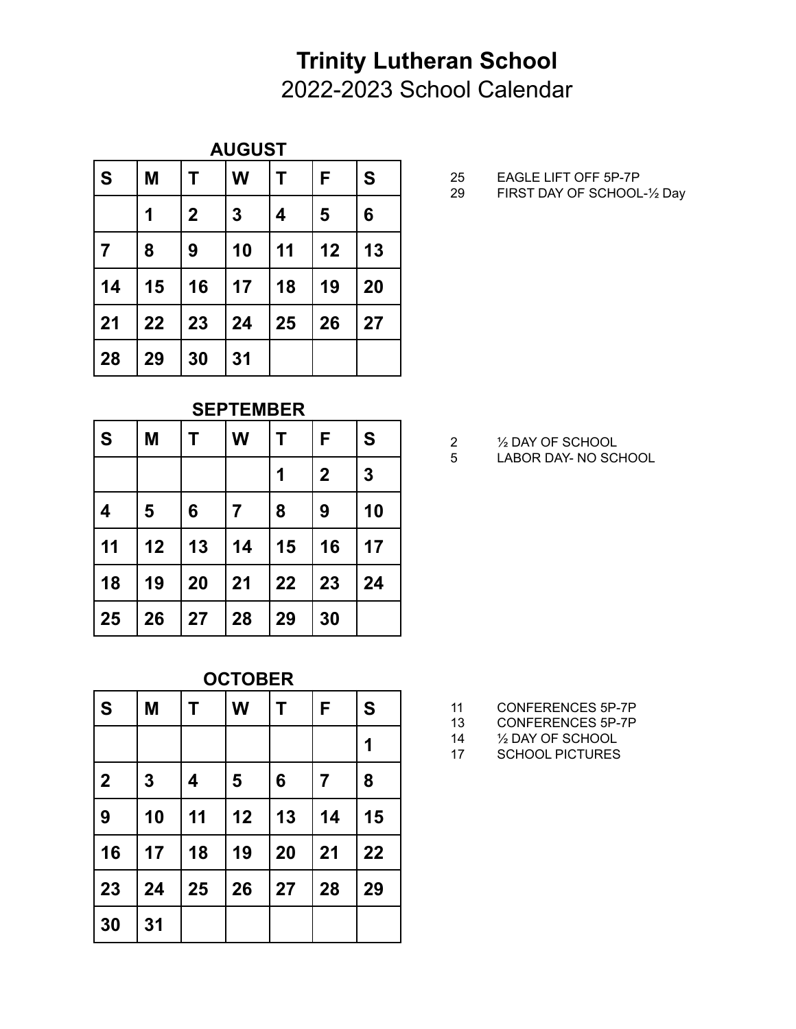# Trinity Lutheran School

2022-2023 School Calendar

## AUGUST

| S | M | T | W | T | F | S |
|---|---|---|---|---|---|---|
| | 1 | 2 | 3 | 4 | 5 | 6 |
| 7 | 8 | 9 | 10 | 11 | 12 | 13 |
| 14 | 15 | 16 | 17 | 18 | 19 | 20 |
| 21 | 22 | 23 | 24 | 25 | 26 | 27 |
| 28 | 29 | 30 | 31 | | | |

25 EAGLE LIFT OFF 5P-7P
29 FIRST DAY OF SCHOOL-½ Day

## SEPTEMBER

| S | M | T | W | T | F | S |
|---|---|---|---|---|---|---|
| | | | | 1 | 2 | 3 |
| 4 | 5 | 6 | 7 | 8 | 9 | 10 |
| 11 | 12 | 13 | 14 | 15 | 16 | 17 |
| 18 | 19 | 20 | 21 | 22 | 23 | 24 |
| 25 | 26 | 27 | 28 | 29 | 30 | |

2 ½ DAY OF SCHOOL
5 LABOR DAY- NO SCHOOL

## OCTOBER

| S | M | T | W | T | F | S |
|---|---|---|---|---|---|---|
| | | | | | | 1 |
| 2 | 3 | 4 | 5 | 6 | 7 | 8 |
| 9 | 10 | 11 | 12 | 13 | 14 | 15 |
| 16 | 17 | 18 | 19 | 20 | 21 | 22 |
| 23 | 24 | 25 | 26 | 27 | 28 | 29 |
| 30 | 31 | | | | | |

11 CONFERENCES 5P-7P
13 CONFERENCES 5P-7P
14 ½ DAY OF SCHOOL
17 SCHOOL PICTURES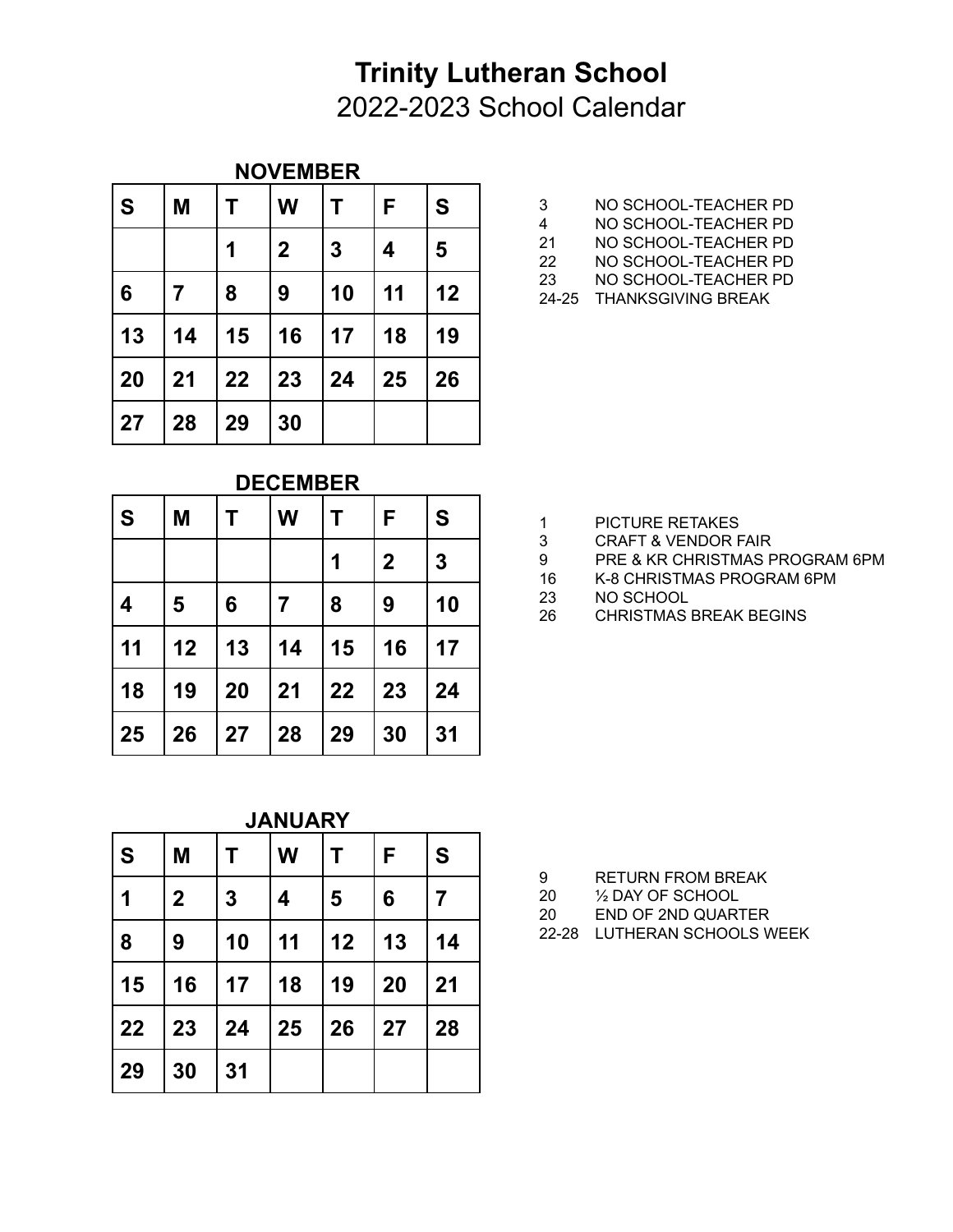# Trinity Lutheran School

2022-2023 School Calendar

### NOVEMBER

| S | M | T | W | T | F | S |
|---|---|---|---|---|---|---|
| | | 1 | 2 | 3 | 4 | 5 |
| 6 | 7 | 8 | 9 | 10 | 11 | 12 |
| 13 | 14 | 15 | 16 | 17 | 18 | 19 |
| 20 | 21 | 22 | 23 | 24 | 25 | 26 |
| 27 | 28 | 29 | 30 | | | |

3 NO SCHOOL-TEACHER PD
4 NO SCHOOL-TEACHER PD
21 NO SCHOOL-TEACHER PD
22 NO SCHOOL-TEACHER PD
23 NO SCHOOL-TEACHER PD
24-25 THANKSGIVING BREAK

### DECEMBER

| S | M | T | W | T | F | S |
|---|---|---|---|---|---|---|
| | | | | 1 | 2 | 3 |
| 4 | 5 | 6 | 7 | 8 | 9 | 10 |
| 11 | 12 | 13 | 14 | 15 | 16 | 17 |
| 18 | 19 | 20 | 21 | 22 | 23 | 24 |
| 25 | 26 | 27 | 28 | 29 | 30 | 31 |

1 PICTURE RETAKES
3 CRAFT & VENDOR FAIR
9 PRE & KR CHRISTMAS PROGRAM 6PM
16 K-8 CHRISTMAS PROGRAM 6PM
23 NO SCHOOL
26 CHRISTMAS BREAK BEGINS

### JANUARY

| S | M | T | W | T | F | S |
|---|---|---|---|---|---|---|
| 1 | 2 | 3 | 4 | 5 | 6 | 7 |
| 8 | 9 | 10 | 11 | 12 | 13 | 14 |
| 15 | 16 | 17 | 18 | 19 | 20 | 21 |
| 22 | 23 | 24 | 25 | 26 | 27 | 28 |
| 29 | 30 | 31 | | | | |

9 RETURN FROM BREAK
20 ½ DAY OF SCHOOL
20 END OF 2ND QUARTER
22-28 LUTHERAN SCHOOLS WEEK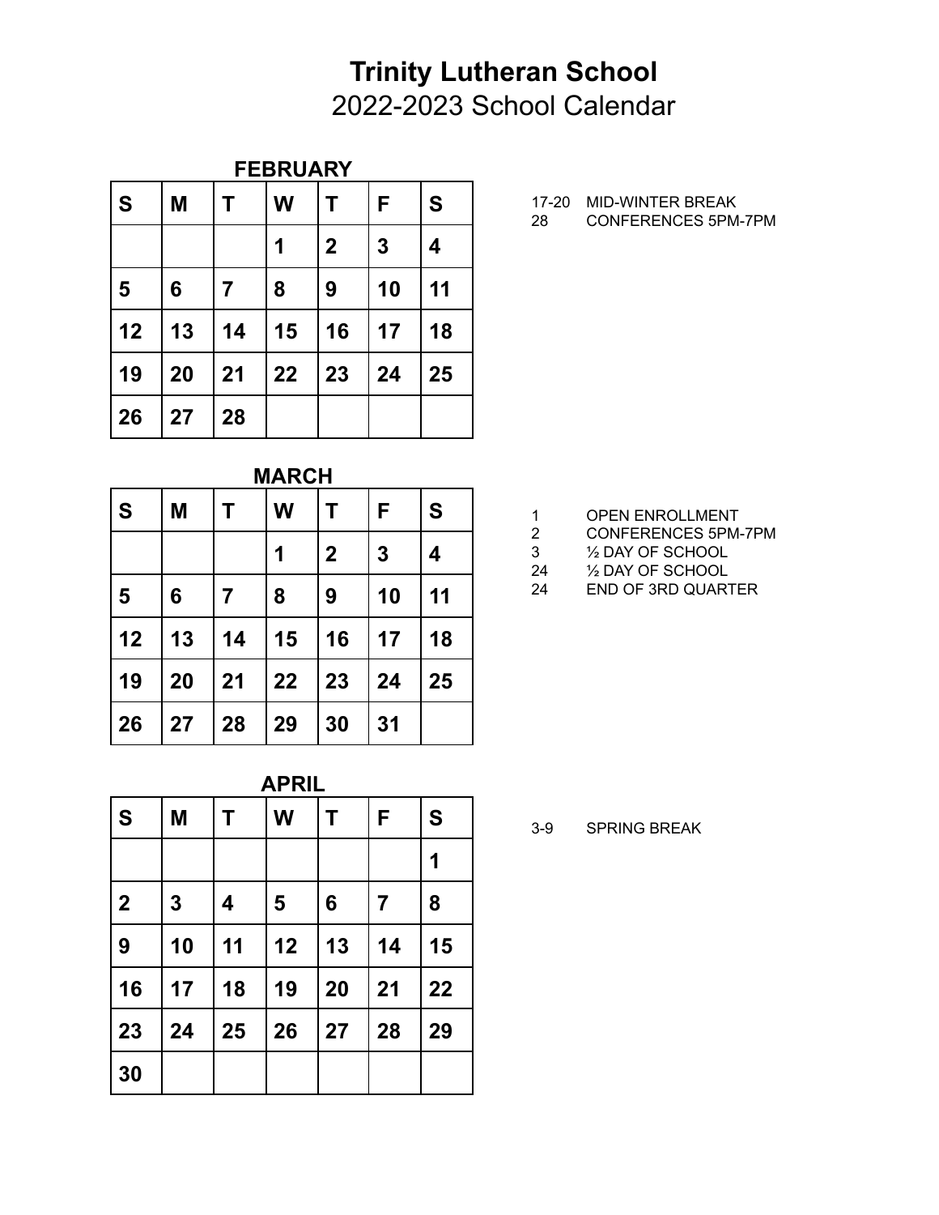# Trinity Lutheran School

2022-2023 School Calendar

### FEBRUARY

| S | M | T | W | T | F | S |
|---|---|---|---|---|---|---|
| | | | 1 | 2 | 3 | 4 |
| 5 | 6 | 7 | 8 | 9 | 10 | 11 |
| 12 | 13 | 14 | 15 | 16 | 17 | 18 |
| 19 | 20 | 21 | 22 | 23 | 24 | 25 |
| 26 | 27 | 28 | | | | |

17-20 MID-WINTER BREAK
28 CONFERENCES 5PM-7PM

### MARCH

| S | M | T | W | T | F | S |
|---|---|---|---|---|---|---|
| | | | 1 | 2 | 3 | 4 |
| 5 | 6 | 7 | 8 | 9 | 10 | 11 |
| 12 | 13 | 14 | 15 | 16 | 17 | 18 |
| 19 | 20 | 21 | 22 | 23 | 24 | 25 |
| 26 | 27 | 28 | 29 | 30 | 31 | |

1 OPEN ENROLLMENT
2 CONFERENCES 5PM-7PM
3 ½ DAY OF SCHOOL
24 ½ DAY OF SCHOOL
24 END OF 3RD QUARTER

### APRIL

| S | M | T | W | T | F | S |
|---|---|---|---|---|---|---|
| | | | | | | 1 |
| 2 | 3 | 4 | 5 | 6 | 7 | 8 |
| 9 | 10 | 11 | 12 | 13 | 14 | 15 |
| 16 | 17 | 18 | 19 | 20 | 21 | 22 |
| 23 | 24 | 25 | 26 | 27 | 28 | 29 |
| 30 | | | | | | |

3-9 SPRING BREAK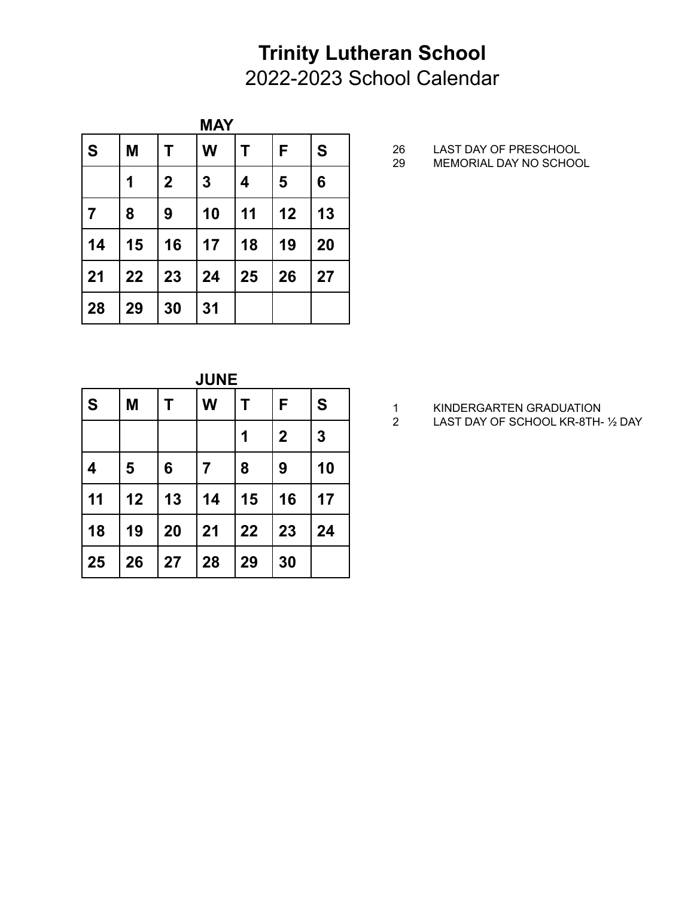# Trinity Lutheran School

2022-2023 School Calendar

### MAY

| S | M | T | W | T | F | S |
|---|---|---|---|---|---|---|
| | 1 | 2 | 3 | 4 | 5 | 6 |
| 7 | 8 | 9 | 10 | 11 | 12 | 13 |
| 14 | 15 | 16 | 17 | 18 | 19 | 20 |
| 21 | 22 | 23 | 24 | 25 | 26 | 27 |
| 28 | 29 | 30 | 31 | | | |

26 LAST DAY OF PRESCHOOL
29 MEMORIAL DAY NO SCHOOL

### JUNE

| S | M | T | W | T | F | S |
|---|---|---|---|---|---|---|
| | | | | 1 | 2 | 3 |
| 4 | 5 | 6 | 7 | 8 | 9 | 10 |
| 11 | 12 | 13 | 14 | 15 | 16 | 17 |
| 18 | 19 | 20 | 21 | 22 | 23 | 24 |
| 25 | 26 | 27 | 28 | 29 | 30 | |

1 KINDERGARTEN GRADUATION
2 LAST DAY OF SCHOOL KR-8TH- ½ DAY